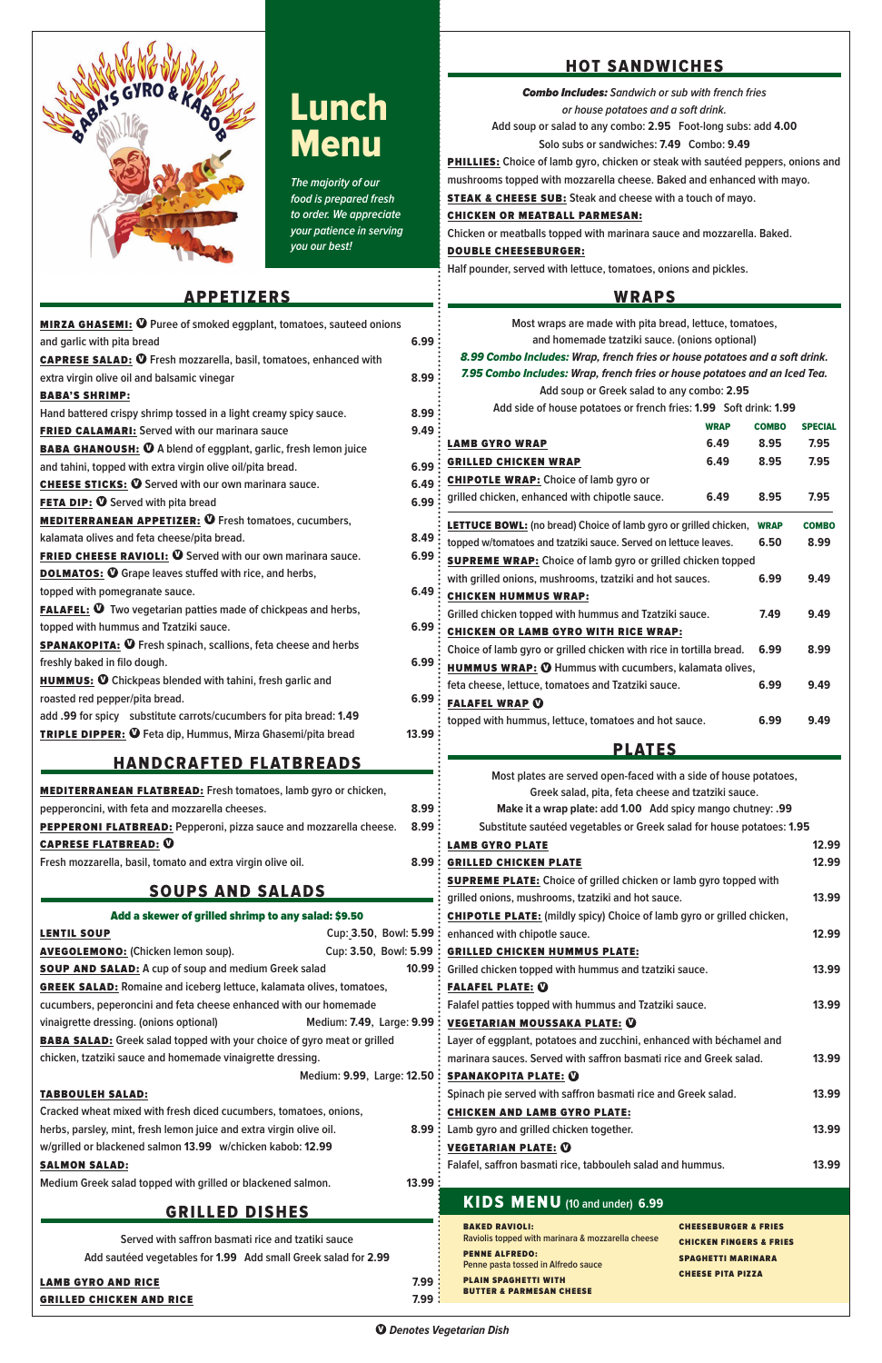Baba's Gyro & Kabob

# Lunch Menu

*The majority of our food is prepared fresh to order. We appreciate your patience in serving you our best!*

## APPETIZERS

**MIRZA GHASEMI:** Ⓥ Puree of smoked eggplant, tomatoes, sauteed onions and garlic with pita bread — 6.99

**CAPRESE SALAD:** Ⓥ Fresh mozzarella, basil, tomatoes, enhanced with extra virgin olive oil and balsamic vinegar — 8.99

**BABA'S SHRIMP:** Hand battered crispy shrimp tossed in a light creamy spicy sauce. — 8.99

**FRIED CALAMARI:** Served with our marinara sauce — 9.49

**BABA GHANOUSH:** Ⓥ A blend of eggplant, garlic, fresh lemon juice and tahini, topped with extra virgin olive oil/pita bread. — 6.99

**CHEESE STICKS:** Ⓥ Served with our own marinara sauce. — 6.49

**FETA DIP:** Ⓥ Served with pita bread — 6.99

**MEDITERRANEAN APPETIZER:** Ⓥ Fresh tomatoes, cucumbers, kalamata olives and feta cheese/pita bread. — 8.49

**FRIED CHEESE RAVIOLI:** Ⓥ Served with our own marinara sauce. — 6.99

**DOLMATOS:** Ⓥ Grape leaves stuffed with rice, and herbs, topped with pomegranate sauce. — 6.49

**FALAFEL:** Ⓥ Two vegetarian patties made of chickpeas and herbs, topped with hummus and Tzatziki sauce. — 6.99

**SPANAKOPITA:** Ⓥ Fresh spinach, scallions, feta cheese and herbs freshly baked in filo dough. — 6.99

**HUMMUS:** Ⓥ Chickpeas blended with tahini, fresh garlic and roasted red pepper/pita bread. — 6.99

add .99 for spicy substitute carrots/cucumbers for pita bread: 1.49

**TRIPLE DIPPER:** Ⓥ Feta dip, Hummus, Mirza Ghasemi/pita bread — 13.99

## HANDCRAFTED FLATBREADS

**MEDITERRANEAN FLATBREAD:** Fresh tomatoes, lamb gyro or chicken, pepperoncini, with feta and mozzarella cheeses. — 8.99

**PEPPERONI FLATBREAD:** Pepperoni, pizza sauce and mozzarella cheese. — 8.99

**CAPRESE FLATBREAD:** Ⓥ Fresh mozzarella, basil, tomato and extra virgin olive oil. — 8.99

## SOUPS AND SALADS

**Add a skewer of grilled shrimp to any salad: $9.50**

**LENTIL SOUP** — Cup: 3.50, Bowl: 5.99

**AVEGOLEMONO:** (Chicken lemon soup). — Cup: 3.50, Bowl: 5.99

**SOUP AND SALAD:** A cup of soup and medium Greek salad — 10.99

**GREEK SALAD:** Romaine and iceberg lettuce, kalamata olives, tomatoes, cucumbers, peperoncini and feta cheese enhanced with our homemade vinaigrette dressing. (onions optional) — Medium: 7.49, Large: 9.99

**BABA SALAD:** Greek salad topped with your choice of gyro meat or grilled chicken, tzatziki sauce and homemade vinaigrette dressing. — Medium: 9.99, Large: 12.50

**TABBOULEH SALAD:** Cracked wheat mixed with fresh diced cucumbers, tomatoes, onions, herbs, parsley, mint, fresh lemon juice and extra virgin olive oil. — 8.99
w/grilled or blackened salmon 13.99 w/chicken kabob: 12.99

**SALMON SALAD:** Medium Greek salad topped with grilled or blackened salmon. — 13.99

## GRILLED DISHES

Served with saffron basmati rice and tzatiki sauce

Add sautéed vegetables for 1.99 Add small Greek salad for 2.99

**LAMB GYRO AND RICE** — 7.99

**GRILLED CHICKEN AND RICE** — 7.99

## HOT SANDWICHES

***Combo Includes:*** *Sandwich or sub with french fries or house potatoes and a soft drink.*

Add soup or salad to any combo: **2.95** Foot-long subs: add **4.00**

Solo subs or sandwiches: **7.49** Combo: **9.49**

**PHILLIES:** Choice of lamb gyro, chicken or steak with sautéed peppers, onions and mushrooms topped with mozzarella cheese. Baked and enhanced with mayo.

**STEAK & CHEESE SUB:** Steak and cheese with a touch of mayo.

**CHICKEN OR MEATBALL PARMESAN:** Chicken or meatballs topped with marinara sauce and mozzarella. Baked.

**DOUBLE CHEESEBURGER:** Half pounder, served with lettuce, tomatoes, onions and pickles.

## WRAPS

Most wraps are made with pita bread, lettuce, tomatoes, and homemade tzatziki sauce. (onions optional)

***8.99 Combo Includes:*** *Wrap, french fries or house potatoes and a soft drink.*

***7.95 Combo Includes:*** *Wrap, french fries or house potatoes and an Iced Tea.*

Add soup or Greek salad to any combo: **2.95**

Add side of house potatoes or french fries: **1.99** Soft drink: **1.99**

| | WRAP | COMBO | SPECIAL |
|---|---|---|---|
| **LAMB GYRO WRAP** | 6.49 | 8.95 | 7.95 |
| **GRILLED CHICKEN WRAP** | 6.49 | 8.95 | 7.95 |
| **CHIPOTLE WRAP:** Choice of lamb gyro or grilled chicken, enhanced with chipotle sauce. | 6.49 | 8.95 | 7.95 |

| | WRAP | COMBO |
|---|---|---|
| **LETTUCE BOWL:** (no bread) Choice of lamb gyro or grilled chicken, topped w/tomatoes and tzatziki sauce. Served on lettuce leaves. | 6.50 | 8.99 |
| **SUPREME WRAP:** Choice of lamb gyro or grilled chicken topped with grilled onions, mushrooms, tzatziki and hot sauces. | 6.99 | 9.49 |
| **CHICKEN HUMMUS WRAP:** Grilled chicken topped with hummus and Tzatziki sauce. | 7.49 | 9.49 |
| **CHICKEN OR LAMB GYRO WITH RICE WRAP:** Choice of lamb gyro or grilled chicken with rice in tortilla bread. | 6.99 | 8.99 |
| **HUMMUS WRAP:** Ⓥ Hummus with cucumbers, kalamata olives, feta cheese, lettuce, tomatoes and Tzatziki sauce. | 6.99 | 9.49 |
| **FALAFEL WRAP** Ⓥ topped with hummus, lettuce, tomatoes and hot sauce. | 6.99 | 9.49 |

## PLATES

Most plates are served open-faced with a side of house potatoes, Greek salad, pita, feta cheese and tzatziki sauce.

**Make it a wrap plate:** add **1.00** Add spicy mango chutney: **.99**

Substitute sautéed vegetables or Greek salad for house potatoes: **1.95**

**LAMB GYRO PLATE** — 12.99

**GRILLED CHICKEN PLATE** — 12.99

**SUPREME PLATE:** Choice of grilled chicken or lamb gyro topped with grilled onions, mushrooms, tzatziki and hot sauce. — 13.99

**CHIPOTLE PLATE:** (mildly spicy) Choice of lamb gyro or grilled chicken, enhanced with chipotle sauce. — 12.99

**GRILLED CHICKEN HUMMUS PLATE:** Grilled chicken topped with hummus and tzatziki sauce. — 13.99

**FALAFEL PLATE:** Ⓥ Falafel patties topped with hummus and Tzatziki sauce. — 13.99

**VEGETARIAN MOUSSAKA PLATE:** Ⓥ Layer of eggplant, potatoes and zucchini, enhanced with béchamel and marinara sauces. Served with saffron basmati rice and Greek salad. — 13.99

**SPANAKOPITA PLATE:** Ⓥ Spinach pie served with saffron basmati rice and Greek salad. — 13.99

**CHICKEN AND LAMB GYRO PLATE:** Lamb gyro and grilled chicken together. — 13.99

**VEGETARIAN PLATE:** Ⓥ Falafel, saffron basmati rice, tabbouleh salad and hummus. — 13.99

## KIDS MENU (10 and under) 6.99

**BAKED RAVIOLI:** Raviolis topped with marinara & mozzarella cheese

**PENNE ALFREDO:** Penne pasta tossed in Alfredo sauce

**PLAIN SPAGHETTI WITH BUTTER & PARMESAN CHEESE**

**CHEESEBURGER & FRIES**

**CHICKEN FINGERS & FRIES**

**SPAGHETTI MARINARA**

**CHEESE PITA PIZZA**

***Ⓥ Denotes Vegetarian Dish***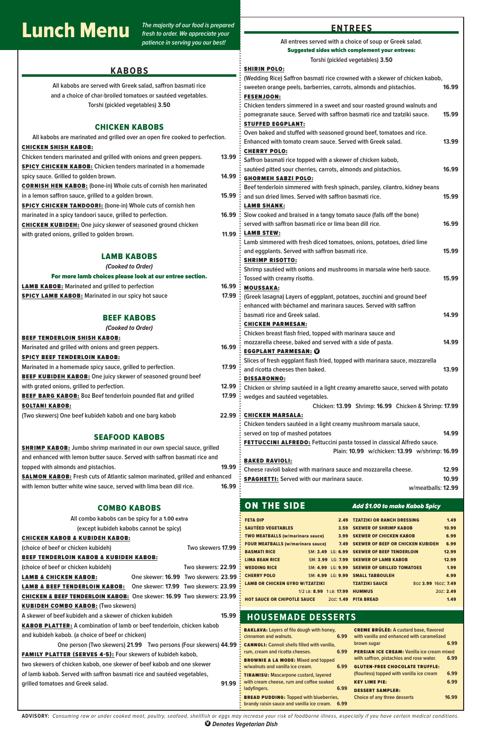# Lunch Menu

*The majority of our food is prepared fresh to order. We appreciate your patience in serving you our best!*

## KABOBS

All kabobs are served with Greek salad, saffron basmati rice and a choice of char-broiled tomatoes or sautéed vegetables. Torshi (pickled vegetables) 3.50

### CHICKEN KABOBS

All kabobs are marinated and grilled over an open fire cooked to perfection.

**CHICKEN SHISH KABOB:** Chicken tenders marinated and grilled with onions and green peppers. **13.99**

**SPICY CHICKEN KABOB:** Chicken tenders marinated in a homemade spicy sauce. Grilled to golden brown. **14.99**

**CORNISH HEN KABOB:** (bone-in) Whole cuts of cornish hen marinated in a lemon saffron sauce, grilled to a golden brown. **15.99**

**SPICY CHICKEN TANDOORI:** (bone-in) Whole cuts of cornish hen marinated in a spicy tandoori sauce, grilled to perfection. **16.99**

**CHICKEN KUBIDEH:** One juicy skewer of seasoned ground chicken with grated onions, grilled to golden brown. **11.99**

### LAMB KABOBS

*(Cooked to Order)*

**For more lamb choices please look at our entree section.**

**LAMB KABOB:** Marinated and grilled to perfection **16.99**

**SPICY LAMB KABOB:** Marinated in our spicy hot sauce **17.99**

### BEEF KABOBS

*(Cooked to Order)*

**BEEF TENDERLOIN SHISH KABOB:** Marinated and grilled with onions and green peppers. **16.99**

**SPICY BEEF TENDERLOIN KABOB:** Marinated in a homemade spicy sauce, grilled to perfection. **17.99**

**BEEF KUBIDEH KABOB:** One juicy skewer of seasoned ground beef with grated onions, grilled to perfection. **12.99**

**BEEF BARG KABOB:** 8oz Beef tenderloin pounded flat and grilled **17.99**

**SOLTANI KABOB:** (Two skewers) One beef kubideh kabob and one barg kabob **22.99**

### SEAFOOD KABOBS

**SHRIMP KABOB:** Jumbo shrimp marinated in our own special sauce, grilled and enhanced with lemon butter sauce. Served with saffron basmati rice and topped with almonds and pistachios. **19.99**

**SALMON KABOB:** Fresh cuts of Atlantic salmon marinated, grilled and enhanced with lemon butter white wine sauce, served with lima bean dill rice. **16.99**

### COMBO KABOBS

All combo kabobs can be spicy for a 1.00 extra (except kubideh kabobs cannot be spicy)

**CHICKEN KABOB & KUBIDEH KABOB:** (choice of beef or chicken kubideh) Two skewers **17.99**

**BEEF TENDERLOIN KABOB & KUBIDEH KABOB:** (choice of beef or chicken kubideh) Two skewers: **22.99**

**LAMB & CHICKEN KABOB:** One skewer: **16.99** Two skewers: **23.99**

**LAMB & BEEF TENDERLOIN KABOB:** One skewer: **17.99** Two skewers: **23.99**

**CHICKEN & BEEF TENDERLOIN KABOB:** One skewer: **16.99** Two skewers: **23.99**

**KUBIDEH COMBO KABOB:** (Two skewers) A skewer of beef kubideh and a skewer of chicken kubideh **15.99**

**KABOB PLATTER:** A combination of lamb or beef tenderloin, chicken kabob and kubideh kabob. (a choice of beef or chicken) One person (Two skewers) **21.99** Two persons (Four skewers) **44.99**

**FAMILY PLATTER (SERVES 4-5):** Four skewers of kubideh kabob, two skewers of chicken kabob, one skewer of beef kabob and one skewer of lamb kabob. Served with saffron basmati rice and sautéed vegetables, grilled tomatoes and Greek salad. **91.99**

## ENTREES

All entrees served with a choice of soup or Greek salad.

**Suggested sides which complement your entrees:**

Torshi (pickled vegetables) **3.50**

**SHIRIN POLO:** (Wedding Rice) Saffron basmati rice crowned with a skewer of chicken kabob, sweeten orange peels, barberries, carrots, almonds and pistachios. **16.99**

**FESENJOON:** Chicken tenders simmered in a sweet and sour roasted ground walnuts and pomegranate sauce. Served with saffron basmati rice and tzatziki sauce. **15.99**

**STUFFED EGGPLANT:** Oven baked and stuffed with seasoned ground beef, tomatoes and rice. Enhanced with tomato cream sauce. Served with Greek salad. **13.99**

**CHERRY POLO:** Saffron basmati rice topped with a skewer of chicken kabob, sautéed pitted sour cherries, carrots, almonds and pistachios. **16.99**

**GHORMEH SABZI POLO:** Beef tenderloin simmered with fresh spinach, parsley, cilantro, kidney beans and sun dried limes. Served with saffron basmati rice. **15.99**

**LAMB SHANK:** Slow cooked and braised in a tangy tomato sauce (falls off the bone) served with saffron basmati rice or lima bean dill rice. **16.99**

**LAMB STEW:** Lamb simmered with fresh diced tomatoes, onions, potatoes, dried lime and eggplants. Served with saffron basmati rice. **15.99**

**SHRIMP RISOTTO:** Shrimp sautéed with onions and mushrooms in marsala wine herb sauce. Tossed with creamy risotto. **15.99**

**MOUSSAKA:** (Greek lasagna) Layers of eggplant, potatoes, zucchini and ground beef enhanced with béchamel and marinara sauces. Served with saffron basmati rice and Greek salad. **14.99**

**CHICKEN PARMESAN:** Chicken breast flash fried, topped with marinara sauce and mozzarella cheese, baked and served with a side of pasta. **14.99**

**EGGPLANT PARMESAN:** Ⓥ Slices of fresh eggplant flash fried, topped with marinara sauce, mozzarella and ricotta cheeses then baked. **13.99**

**DISSARONNO:** Chicken or shrimp sautéed in a light creamy amaretto sauce, served with potato wedges and sautéed vegetables. Chicken: **13.99** Shrimp: **16.99** Chicken & Shrimp: **17.99**

**CHICKEN MARSALA:** Chicken tenders sautéed in a light creamy mushroom marsala sauce, served on top of mashed potatoes **14.99**

**FETTUCCINI ALFREDO:** Fettuccini pasta tossed in classical Alfredo sauce. Plain: **10.99** w/chicken: **13.99** w/shrimp: **16.99**

**BAKED RAVIOLI:** Cheese ravioli baked with marinara sauce and mozzarella cheese. **12.99**

**SPAGHETTI:** Served with our marinara sauce. **10.99** w/meatballs: **12.99**

## ON THE SIDE

*Add $1.00 to make Kabob Spicy*

| | | | |
|---|---|---|---|
| FETA DIP | 2.49 | TZATZIKI OR RANCH DRESSING | 1.49 |
| SAUTÉED VEGETABLES | 3.59 | SKEWER OF SHRIMP KABOB | 10.99 |
| TWO MEATBALLS (w/marinara sauce) | 3.99 | SKEWER OF CHICKEN KABOB | 6.99 |
| FOUR MEATBALLS (w/marinara sauce) | 7.49 | SKEWER OF BEEF OR CHICKEN KUBIDEH | 6.99 |
| BASMATI RICE | SM: 3.49 LG: 6.99 | SKEWER OF BEEF TENDERLOIN | 12.99 |
| LIMA BEAN RICE | SM: 3.99 LG: 7.99 | SKEWER OF LAMB KABOB | 12.99 |
| WEDDING RICE | SM: 4.99 LG: 9.99 | SKEWER OF GRILLED TOMATOES | 1.99 |
| CHERRY POLO | SM: 4.99 LG: 9.99 | SMALL TABBOULEH | 4.99 |
| LAMB OR CHICKEN GYRO W/TZATZIKI | 1/2 LB: 8.99 1 LB: 17.99 | TZATZIKI SAUCE | 8OZ 3.99 16OZ: 7.49 |
| | | HUMMUS | 2OZ: 2.49 |
| HOT SAUCE OR CHIPOTLE SAUCE | 2OZ: 1.49 | PITA BREAD | 1.49 |

## HOUSEMADE DESSERTS

**BAKLAVA:** Layers of filo dough with honey, cinnamon and walnuts. **6.99**

**CANNOLI:** Cannoli shells filled with vanilla, rum, cream and ricotta cheeses. **6.99**

**BROWNIE A LA MODE:** Mixed and topped w/walnuts and vanilla ice cream. **6.99**

**TIRAMISU:** Mascarpone custard, layered with cream cheese, rum and coffee soaked ladyfingers. **6.99**

**BREAD PUDDING:** Topped with blueberries, brandy raisin sauce and vanilla ice cream. **6.99**

**CREME BRÛLÉE:** A custard base, flavored with vanilla and enhanced with caramelized brown sugar **6.99**

**PERSIAN ICE CREAM:** Vanilla ice cream mixed with saffron, pistachios and rose water. **6.99**

**GLUTEN-FREE CHOCOLATE TRUFFLE:** (flourless) topped with vanilla ice cream **6.99**

**KEY LIME PIE:** **6.99**

**DESSERT SAMPLER:** Choice of any three desserts **16.99**

**ADVISORY:** *Consuming raw or under cooked meat, poultry, seafood, shellfish or eggs may increase your risk of foodborne illness, especially if you have certain medical conditions.*

***Ⓥ Denotes Vegetarian Dish***